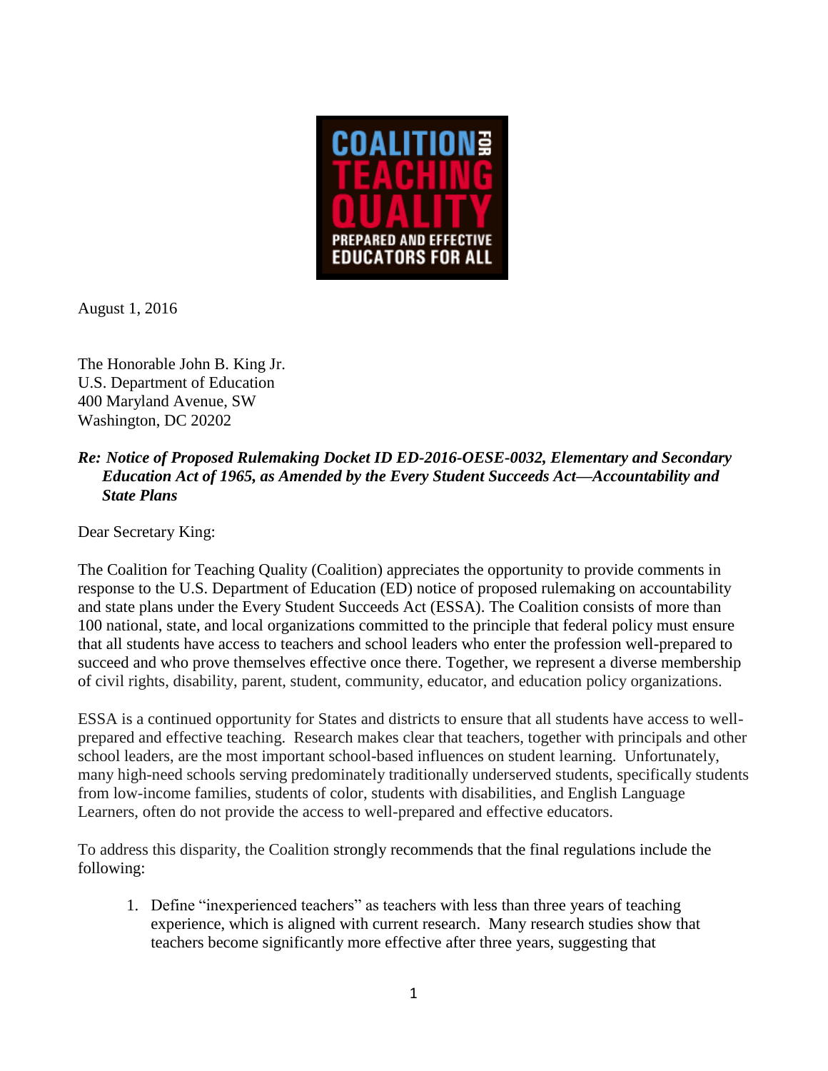COALITION FOR TEACHING QUALITY

PREPARED AND EFFECTIVE EDUCATORS FOR ALL

August 1, 2016

The Honorable John B. King Jr.
U.S. Department of Education
400 Maryland Avenue, SW
Washington, DC 20202

***Re: Notice of Proposed Rulemaking Docket ID ED-2016-OESE-0032, Elementary and Secondary Education Act of 1965, as Amended by the Every Student Succeeds Act—Accountability and State Plans***

Dear Secretary King:

The Coalition for Teaching Quality (Coalition) appreciates the opportunity to provide comments in response to the U.S. Department of Education (ED) notice of proposed rulemaking on accountability and state plans under the Every Student Succeeds Act (ESSA). The Coalition consists of more than 100 national, state, and local organizations committed to the principle that federal policy must ensure that all students have access to teachers and school leaders who enter the profession well-prepared to succeed and who prove themselves effective once there. Together, we represent a diverse membership of civil rights, disability, parent, student, community, educator, and education policy organizations.

ESSA is a continued opportunity for States and districts to ensure that all students have access to well-prepared and effective teaching. Research makes clear that teachers, together with principals and other school leaders, are the most important school-based influences on student learning. Unfortunately, many high-need schools serving predominately traditionally underserved students, specifically students from low-income families, students of color, students with disabilities, and English Language Learners, often do not provide the access to well-prepared and effective educators.

To address this disparity, the Coalition strongly recommends that the final regulations include the following:

1. Define "inexperienced teachers" as teachers with less than three years of teaching experience, which is aligned with current research. Many research studies show that teachers become significantly more effective after three years, suggesting that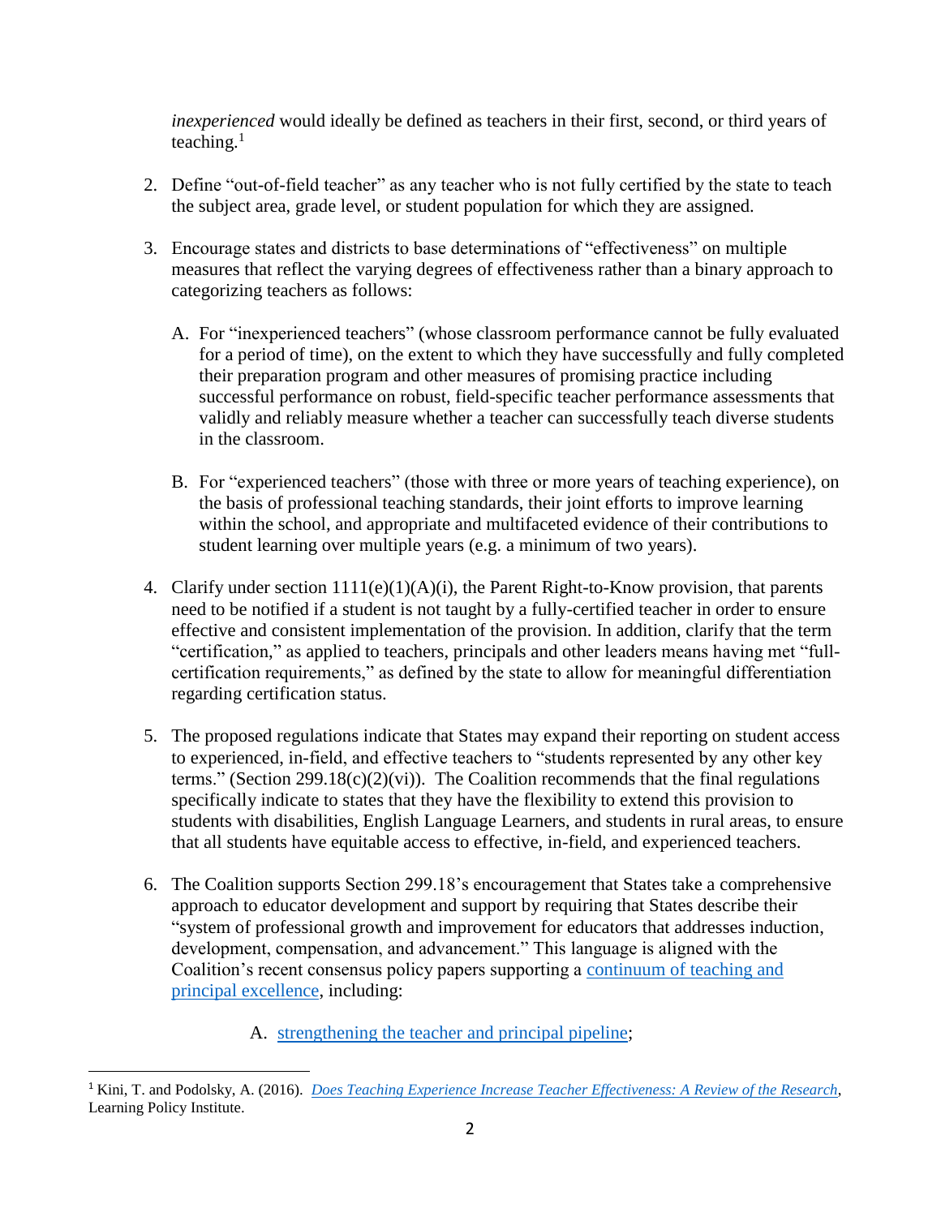*inexperienced* would ideally be defined as teachers in their first, second, or third years of teaching.[1]

2. Define "out-of-field teacher" as any teacher who is not fully certified by the state to teach the subject area, grade level, or student population for which they are assigned.

3. Encourage states and districts to base determinations of "effectiveness" on multiple measures that reflect the varying degrees of effectiveness rather than a binary approach to categorizing teachers as follows:

   A. For "inexperienced teachers" (whose classroom performance cannot be fully evaluated for a period of time), on the extent to which they have successfully and fully completed their preparation program and other measures of promising practice including successful performance on robust, field-specific teacher performance assessments that validly and reliably measure whether a teacher can successfully teach diverse students in the classroom.

   B. For "experienced teachers" (those with three or more years of teaching experience), on the basis of professional teaching standards, their joint efforts to improve learning within the school, and appropriate and multifaceted evidence of their contributions to student learning over multiple years (e.g. a minimum of two years).

4. Clarify under section 1111(e)(1)(A)(i), the Parent Right-to-Know provision, that parents need to be notified if a student is not taught by a fully-certified teacher in order to ensure effective and consistent implementation of the provision. In addition, clarify that the term "certification," as applied to teachers, principals and other leaders means having met "full-certification requirements," as defined by the state to allow for meaningful differentiation regarding certification status.

5. The proposed regulations indicate that States may expand their reporting on student access to experienced, in-field, and effective teachers to "students represented by any other key terms." (Section 299.18(c)(2)(vi)). The Coalition recommends that the final regulations specifically indicate to states that they have the flexibility to extend this provision to students with disabilities, English Language Learners, and students in rural areas, to ensure that all students have equitable access to effective, in-field, and experienced teachers.

6. The Coalition supports Section 299.18's encouragement that States take a comprehensive approach to educator development and support by requiring that States describe their "system of professional growth and improvement for educators that addresses induction, development, compensation, and advancement." This language is aligned with the Coalition's recent consensus policy papers supporting a continuum of teaching and principal excellence, including:

   A. strengthening the teacher and principal pipeline;

---

[1] Kini, T. and Podolsky, A. (2016). *Does Teaching Experience Increase Teacher Effectiveness: A Review of the Research*, Learning Policy Institute.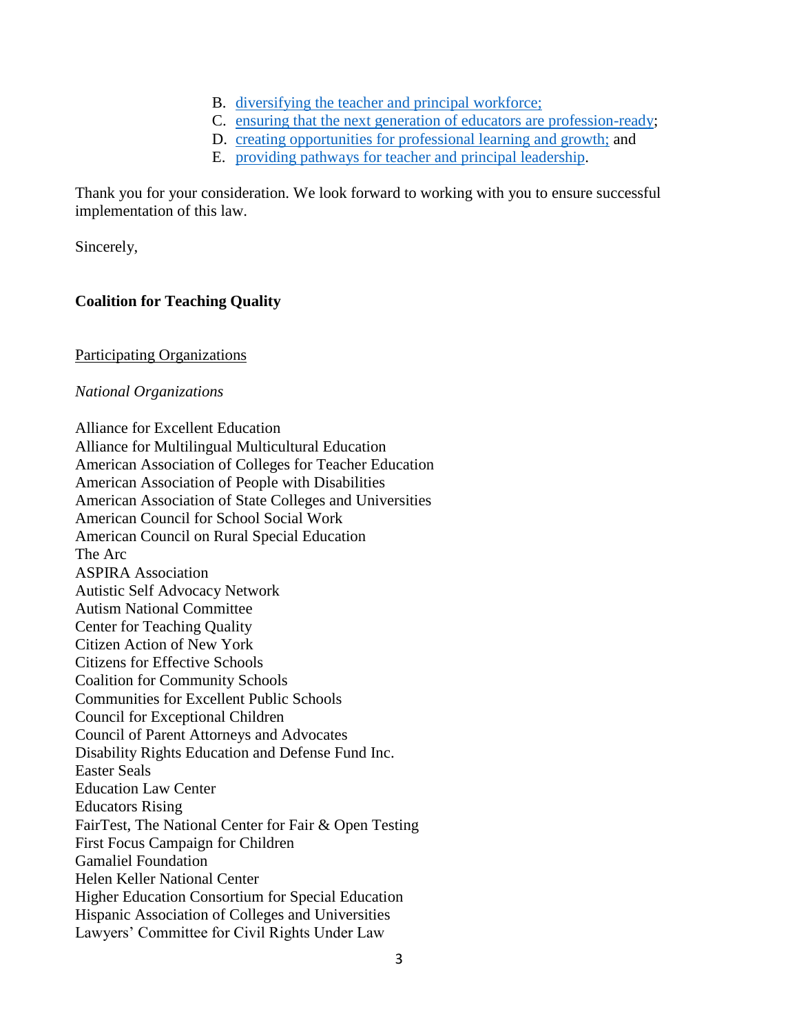B. diversifying the teacher and principal workforce;
C. ensuring that the next generation of educators are profession-ready;
D. creating opportunities for professional learning and growth; and
E. providing pathways for teacher and principal leadership.

Thank you for your consideration. We look forward to working with you to ensure successful implementation of this law.

Sincerely,

**Coalition for Teaching Quality**

Participating Organizations

*National Organizations*

Alliance for Excellent Education
Alliance for Multilingual Multicultural Education
American Association of Colleges for Teacher Education
American Association of People with Disabilities
American Association of State Colleges and Universities
American Council for School Social Work
American Council on Rural Special Education
The Arc
ASPIRA Association
Autistic Self Advocacy Network
Autism National Committee
Center for Teaching Quality
Citizen Action of New York
Citizens for Effective Schools
Coalition for Community Schools
Communities for Excellent Public Schools
Council for Exceptional Children
Council of Parent Attorneys and Advocates
Disability Rights Education and Defense Fund Inc.
Easter Seals
Education Law Center
Educators Rising
FairTest, The National Center for Fair & Open Testing
First Focus Campaign for Children
Gamaliel Foundation
Helen Keller National Center
Higher Education Consortium for Special Education
Hispanic Association of Colleges and Universities
Lawyers' Committee for Civil Rights Under Law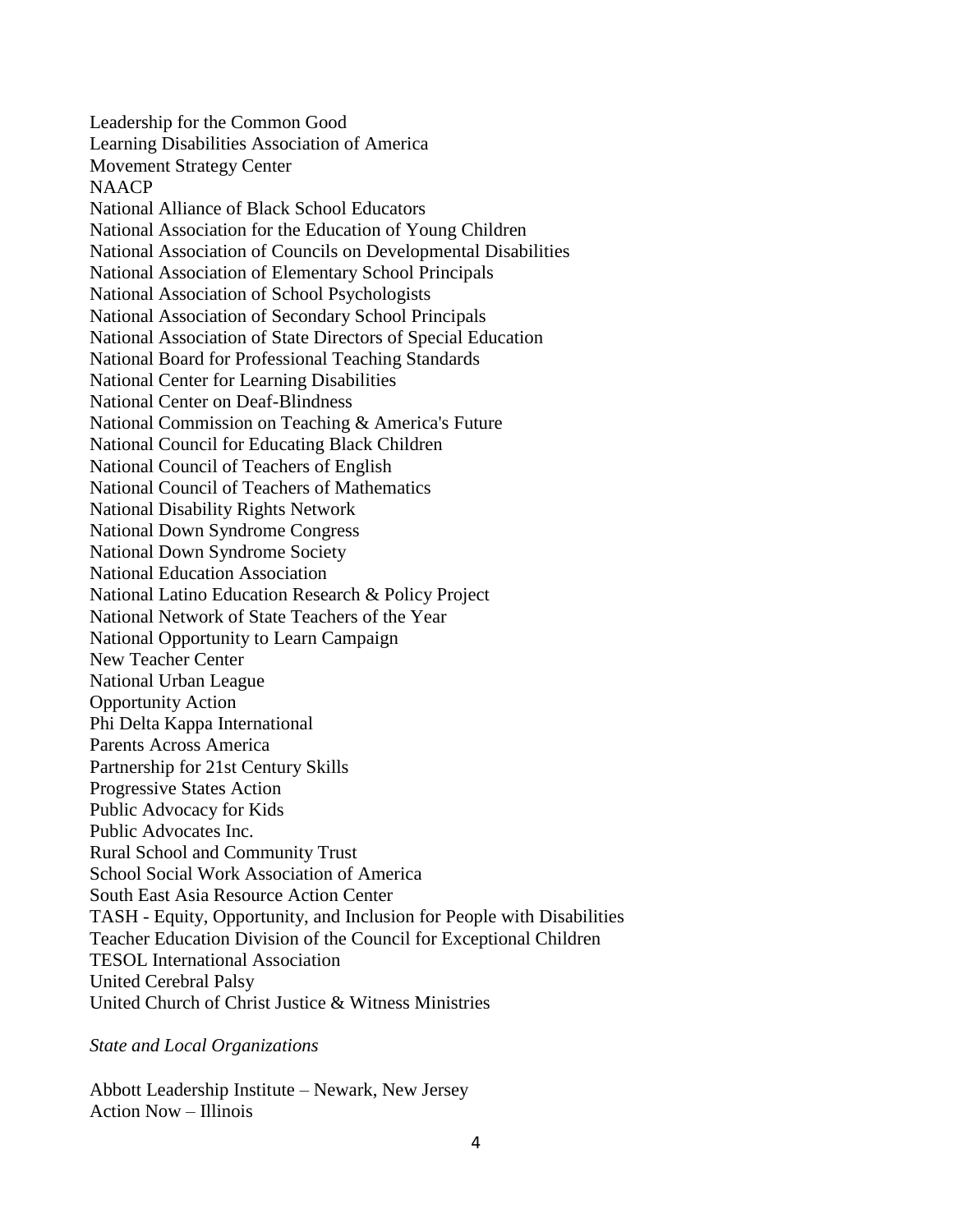Leadership for the Common Good
Learning Disabilities Association of America
Movement Strategy Center
NAACP
National Alliance of Black School Educators
National Association for the Education of Young Children
National Association of Councils on Developmental Disabilities
National Association of Elementary School Principals
National Association of School Psychologists
National Association of Secondary School Principals
National Association of State Directors of Special Education
National Board for Professional Teaching Standards
National Center for Learning Disabilities
National Center on Deaf-Blindness
National Commission on Teaching & America's Future
National Council for Educating Black Children
National Council of Teachers of English
National Council of Teachers of Mathematics
National Disability Rights Network
National Down Syndrome Congress
National Down Syndrome Society
National Education Association
National Latino Education Research & Policy Project
National Network of State Teachers of the Year
National Opportunity to Learn Campaign
New Teacher Center
National Urban League
Opportunity Action
Phi Delta Kappa International
Parents Across America
Partnership for 21st Century Skills
Progressive States Action
Public Advocacy for Kids
Public Advocates Inc.
Rural School and Community Trust
School Social Work Association of America
South East Asia Resource Action Center
TASH - Equity, Opportunity, and Inclusion for People with Disabilities
Teacher Education Division of the Council for Exceptional Children
TESOL International Association
United Cerebral Palsy
United Church of Christ Justice & Witness Ministries

*State and Local Organizations*

Abbott Leadership Institute – Newark, New Jersey
Action Now – Illinois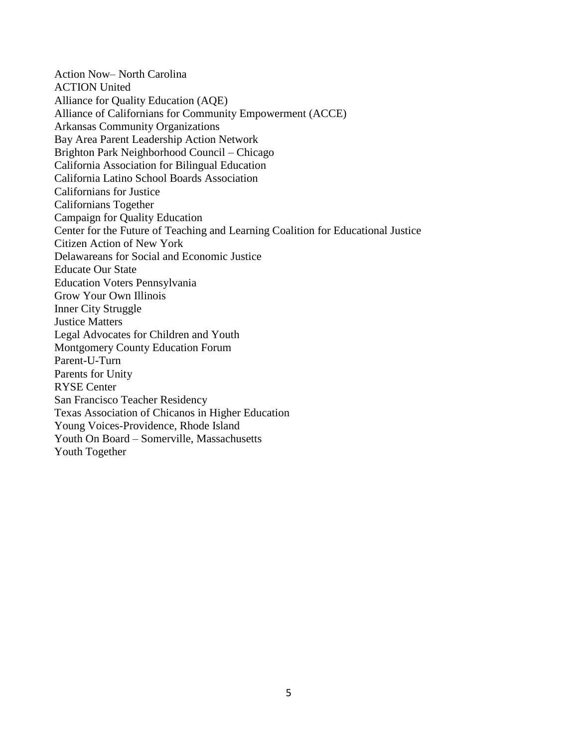Action Now– North Carolina
ACTION United
Alliance for Quality Education (AQE)
Alliance of Californians for Community Empowerment (ACCE)
Arkansas Community Organizations
Bay Area Parent Leadership Action Network
Brighton Park Neighborhood Council – Chicago
California Association for Bilingual Education
California Latino School Boards Association
Californians for Justice
Californians Together
Campaign for Quality Education
Center for the Future of Teaching and Learning Coalition for Educational Justice
Citizen Action of New York
Delawareans for Social and Economic Justice
Educate Our State
Education Voters Pennsylvania
Grow Your Own Illinois
Inner City Struggle
Justice Matters
Legal Advocates for Children and Youth
Montgomery County Education Forum
Parent-U-Turn
Parents for Unity
RYSE Center
San Francisco Teacher Residency
Texas Association of Chicanos in Higher Education
Young Voices-Providence, Rhode Island
Youth On Board – Somerville, Massachusetts
Youth Together